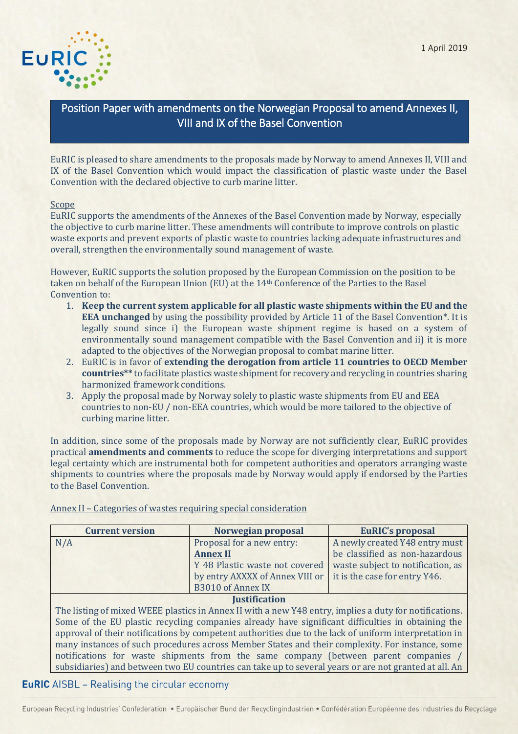1 April 2019

# Position Paper with amendments on the Norwegian Proposal to amend Annexes II, VIII and IX of the Basel Convention

EuRIC is pleased to share amendments to the proposals made by Norway to amend Annexes II, VIII and IX of the Basel Convention which would impact the classification of plastic waste under the Basel Convention with the declared objective to curb marine litter.

Scope

EuRIC supports the amendments of the Annexes of the Basel Convention made by Norway, especially the objective to curb marine litter. These amendments will contribute to improve controls on plastic waste exports and prevent exports of plastic waste to countries lacking adequate infrastructures and overall, strengthen the environmentally sound management of waste.

However, EuRIC supports the solution proposed by the European Commission on the position to be taken on behalf of the European Union (EU) at the 14th Conference of the Parties to the Basel Convention to:

1. **Keep the current system applicable for all plastic waste shipments within the EU and the EEA unchanged** by using the possibility provided by Article 11 of the Basel Convention*. It is legally sound since i) the European waste shipment regime is based on a system of environmentally sound management compatible with the Basel Convention and ii) it is more adapted to the objectives of the Norwegian proposal to combat marine litter.
2. EuRIC is in favor of **extending the derogation from article 11 countries to OECD Member countries**** to facilitate plastics waste shipment for recovery and recycling in countries sharing harmonized framework conditions.
3. Apply the proposal made by Norway solely to plastic waste shipments from EU and EEA countries to non-EU / non-EEA countries, which would be more tailored to the objective of curbing marine litter.

In addition, since some of the proposals made by Norway are not sufficiently clear, EuRIC provides practical **amendments and comments** to reduce the scope for diverging interpretations and support legal certainty which are instrumental both for competent authorities and operators arranging waste shipments to countries where the proposals made by Norway would apply if endorsed by the Parties to the Basel Convention.

Annex II – Categories of wastes requiring special consideration

| Current version | Norwegian proposal | EuRIC's proposal |
|---|---|---|
| N/A | Proposal for a new entry:<br>**Annex II**<br>Y 48 Plastic waste not covered by entry AXXXX of Annex VIII or B3010 of Annex IX | A newly created Y48 entry must be classified as non-hazardous waste subject to notification, as it is the case for entry Y46. |
| **Justification** | | |
| The listing of mixed WEEE plastics in Annex II with a new Y48 entry, implies a duty for notifications. Some of the EU plastic recycling companies already have significant difficulties in obtaining the approval of their notifications by competent authorities due to the lack of uniform interpretation in many instances of such procedures across Member States and their complexity. For instance, some notifications for waste shipments from the same company (between parent companies / subsidiaries) and between two EU countries can take up to several years or are not granted at all. An | | |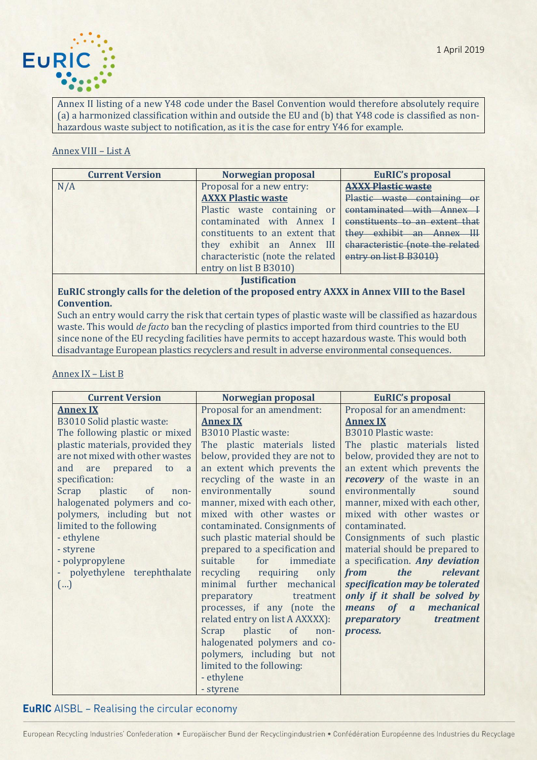Annex II listing of a new Y48 code under the Basel Convention would therefore absolutely require (a) a harmonized classification within and outside the EU and (b) that Y48 code is classified as non-hazardous waste subject to notification, as it is the case for entry Y46 for example.

Annex VIII – List A

| Current Version | Norwegian proposal | EuRIC's proposal |
| --- | --- | --- |
| N/A | Proposal for a new entry: **AXXX Plastic waste** Plastic waste containing or contaminated with Annex I constituents to an extent that they exhibit an Annex III characteristic (note the related entry on list B B3010) | ~~**AXXX Plastic waste**~~ ~~Plastic waste containing or contaminated with Annex I constituents to an extent that they exhibit an Annex III characteristic (note the related entry on list B B3010)~~ |
| **Justification** | | |
| **EuRIC strongly calls for the deletion of the proposed entry AXXX in Annex VIII to the Basel Convention.** Such an entry would carry the risk that certain types of plastic waste will be classified as hazardous waste. This would *de facto* ban the recycling of plastics imported from third countries to the EU since none of the EU recycling facilities have permits to accept hazardous waste. This would both disadvantage European plastics recyclers and result in adverse environmental consequences. | | |

Annex IX – List B

| Current Version | Norwegian proposal | EuRIC's proposal |
| --- | --- | --- |
| **Annex IX** B3010 Solid plastic waste: The following plastic or mixed plastic materials, provided they are not mixed with other wastes and are prepared to a specification: Scrap plastic of non-halogenated polymers and co-polymers, including but not limited to the following - ethylene - styrene - polypropylene - polyethylene terephthalate (…) | Proposal for an amendment: **Annex IX** B3010 Plastic waste: The plastic materials listed below, provided they are not to an extent which prevents the recycling of the waste in an environmentally sound manner, mixed with each other, mixed with other wastes or contaminated. Consignments of such plastic material should be prepared to a specification and suitable for immediate recycling requiring only minimal further mechanical preparatory treatment processes, if any (note the related entry on list A AXXXX): Scrap plastic of non-halogenated polymers and co-polymers, including but not limited to the following: - ethylene - styrene | Proposal for an amendment: **Annex IX** B3010 Plastic waste: The plastic materials listed below, provided they are not to an extent which prevents the ***recovery*** of the waste in an environmentally sound manner, mixed with each other, mixed with other wastes or contaminated. Consignments of such plastic material should be prepared to a specification. ***Any deviation from the relevant specification may be tolerated only if it shall be solved by means of a mechanical preparatory treatment process.*** |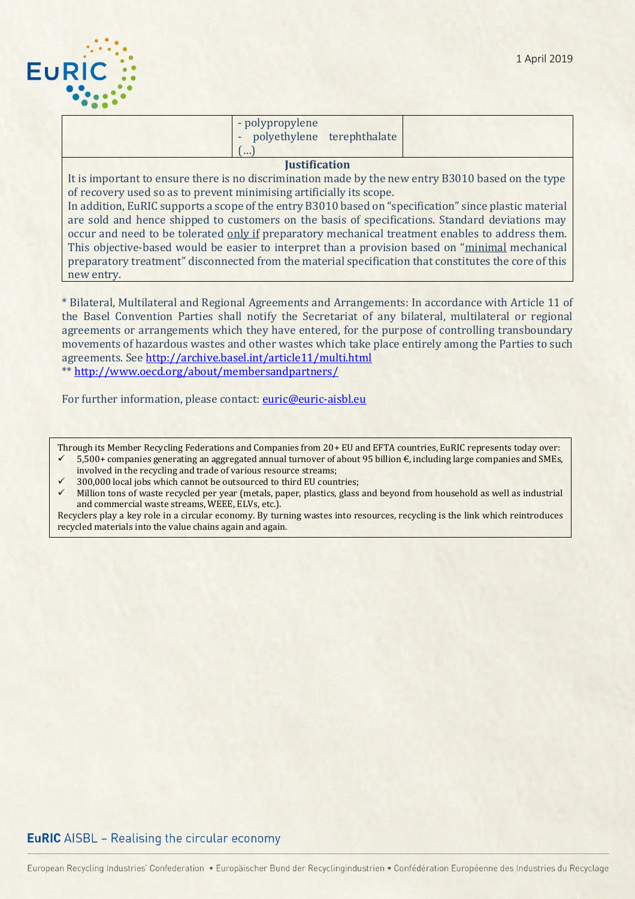| | | |
|---|---|---|
| | - polypropylene<br>- polyethylene terephthalate<br>(…) | |

**Justification**

It is important to ensure there is no discrimination made by the new entry B3010 based on the type of recovery used so as to prevent minimising artificially its scope.

In addition, EuRIC supports a scope of the entry B3010 based on "specification" since plastic material are sold and hence shipped to customers on the basis of specifications. Standard deviations may occur and need to be tolerated only if preparatory mechanical treatment enables to address them. This objective-based would be easier to interpret than a provision based on "minimal mechanical preparatory treatment" disconnected from the material specification that constitutes the core of this new entry.

* Bilateral, Multilateral and Regional Agreements and Arrangements: In accordance with Article 11 of the Basel Convention Parties shall notify the Secretariat of any bilateral, multilateral or regional agreements or arrangements which they have entered, for the purpose of controlling transboundary movements of hazardous wastes and other wastes which take place entirely among the Parties to such agreements. See http://archive.basel.int/article11/multi.html

** http://www.oecd.org/about/membersandpartners/

For further information, please contact: euric@euric-aisbl.eu

Through its Member Recycling Federations and Companies from 20+ EU and EFTA countries, EuRIC represents today over:

- ✓ 5,500+ companies generating an aggregated annual turnover of about 95 billion €, including large companies and SMEs, involved in the recycling and trade of various resource streams;
- ✓ 300,000 local jobs which cannot be outsourced to third EU countries;
- ✓ Million tons of waste recycled per year (metals, paper, plastics, glass and beyond from household as well as industrial and commercial waste streams, WEEE, ELVs, etc.).

Recyclers play a key role in a circular economy. By turning wastes into resources, recycling is the link which reintroduces recycled materials into the value chains again and again.